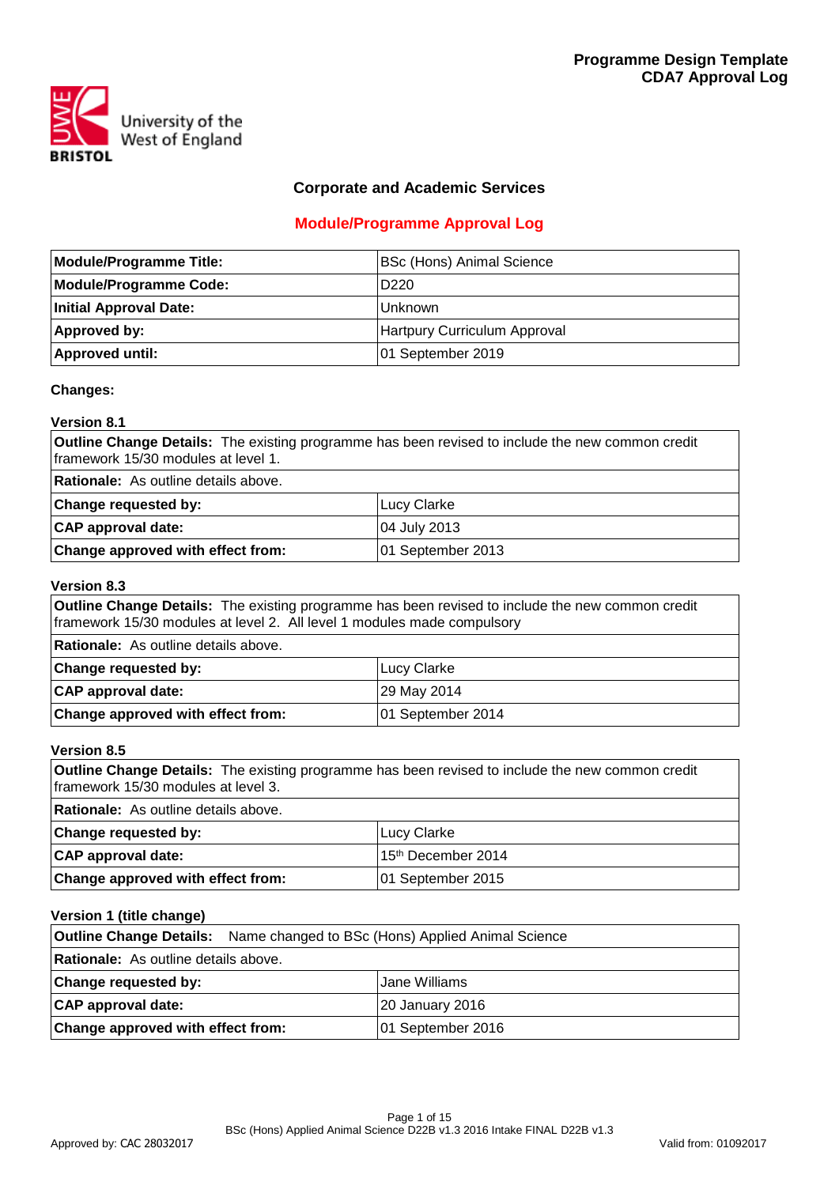**Programme Design Template**
**CDA7 Approval Log**

University of the West of England
BRISTOL

## Corporate and Academic Services

## Module/Programme Approval Log

| **Module/Programme Title:** | BSc (Hons) Animal Science |
|---|---|
| **Module/Programme Code:** | D220 |
| **Initial Approval Date:** | Unknown |
| **Approved by:** | Hartpury Curriculum Approval |
| **Approved until:** | 01 September 2019 |

**Changes:**

**Version 8.1**

| **Outline Change Details:** The existing programme has been revised to include the new common credit framework 15/30 modules at level 1. | |
|---|---|
| **Rationale:** As outline details above. | |
| **Change requested by:** | Lucy Clarke |
| **CAP approval date:** | 04 July 2013 |
| **Change approved with effect from:** | 01 September 2013 |

**Version 8.3**

| **Outline Change Details:** The existing programme has been revised to include the new common credit framework 15/30 modules at level 2. All level 1 modules made compulsory | |
|---|---|
| **Rationale:** As outline details above. | |
| **Change requested by:** | Lucy Clarke |
| **CAP approval date:** | 29 May 2014 |
| **Change approved with effect from:** | 01 September 2014 |

**Version 8.5**

| **Outline Change Details:** The existing programme has been revised to include the new common credit framework 15/30 modules at level 3. | |
|---|---|
| **Rationale:** As outline details above. | |
| **Change requested by:** | Lucy Clarke |
| **CAP approval date:** | 15th December 2014 |
| **Change approved with effect from:** | 01 September 2015 |

**Version 1 (title change)**

| **Outline Change Details:** Name changed to BSc (Hons) Applied Animal Science | |
|---|---|
| **Rationale:** As outline details above. | |
| **Change requested by:** | Jane Williams |
| **CAP approval date:** | 20 January 2016 |
| **Change approved with effect from:** | 01 September 2016 |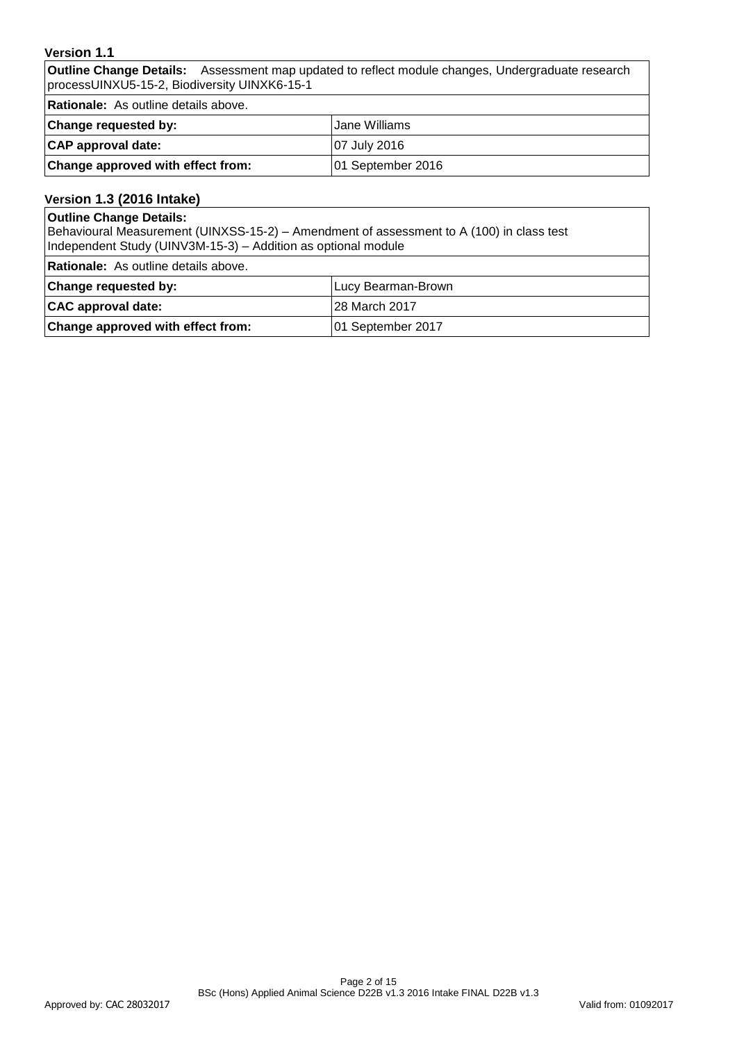### Version 1.1

| **Outline Change Details:** Assessment map updated to reflect module changes, Undergraduate research processUINXU5-15-2, Biodiversity UINXK6-15-1 | |
|---|---|
| **Rationale:** As outline details above. | |
| **Change requested by:** | Jane Williams |
| **CAP approval date:** | 07 July 2016 |
| **Change approved with effect from:** | 01 September 2016 |

### Version 1.3 (2016 Intake)

| **Outline Change Details:** Behavioural Measurement (UINXSS-15-2) – Amendment of assessment to A (100) in class test Independent Study (UINV3M-15-3) – Addition as optional module | |
|---|---|
| **Rationale:** As outline details above. | |
| **Change requested by:** | Lucy Bearman-Brown |
| **CAC approval date:** | 28 March 2017 |
| **Change approved with effect from:** | 01 September 2017 |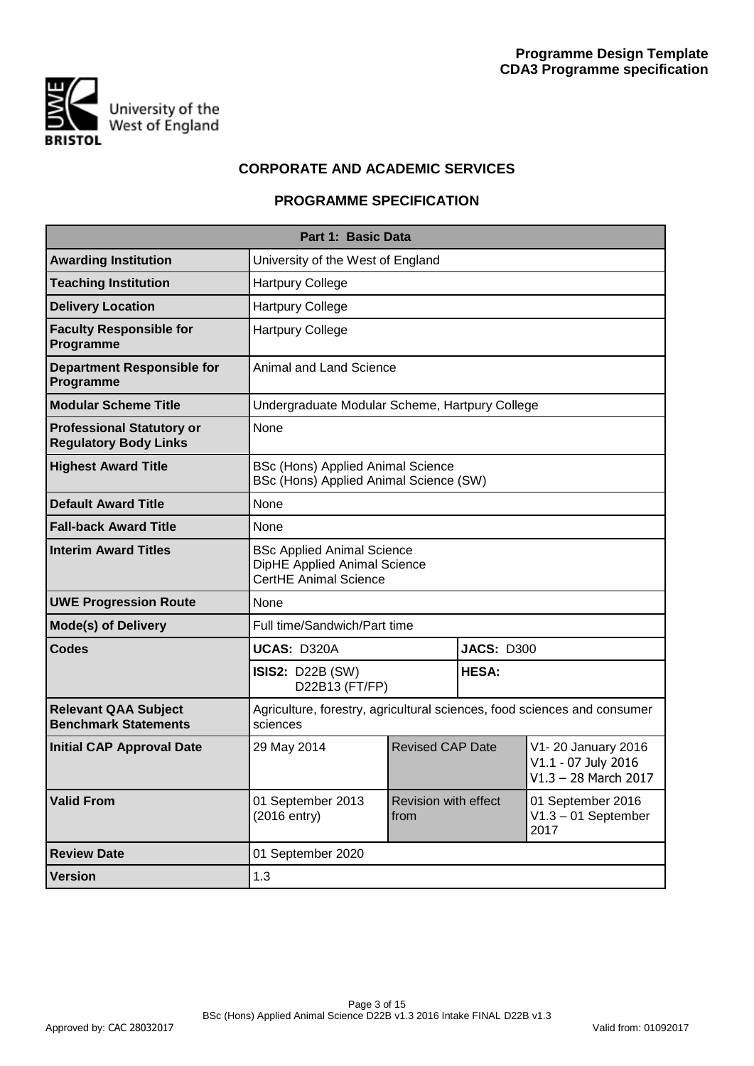**Programme Design Template**
**CDA3 Programme specification**

University of the West of England
BRISTOL

## CORPORATE AND ACADEMIC SERVICES

## PROGRAMME SPECIFICATION

| Part 1: Basic Data | | | |
|---|---|---|---|
| **Awarding Institution** | University of the West of England | | |
| **Teaching Institution** | Hartpury College | | |
| **Delivery Location** | Hartpury College | | |
| **Faculty Responsible for Programme** | Hartpury College | | |
| **Department Responsible for Programme** | Animal and Land Science | | |
| **Modular Scheme Title** | Undergraduate Modular Scheme, Hartpury College | | |
| **Professional Statutory or Regulatory Body Links** | None | | |
| **Highest Award Title** | BSc (Hons) Applied Animal Science<br>BSc (Hons) Applied Animal Science (SW) | | |
| **Default Award Title** | None | | |
| **Fall-back Award Title** | None | | |
| **Interim Award Titles** | BSc Applied Animal Science<br>DipHE Applied Animal Science<br>CertHE Animal Science | | |
| **UWE Progression Route** | None | | |
| **Mode(s) of Delivery** | Full time/Sandwich/Part time | | |
| **Codes** | **UCAS:** D320A | **JACS:** D300 | |
| | **ISIS2:** D22B (SW)<br>D22B13 (FT/FP) | **HESA:** | |
| **Relevant QAA Subject Benchmark Statements** | Agriculture, forestry, agricultural sciences, food sciences and consumer sciences | | |
| **Initial CAP Approval Date** | 29 May 2014 | Revised CAP Date | V1- 20 January 2016<br>V1.1 - 07 July 2016<br>V1.3 – 28 March 2017 |
| **Valid From** | 01 September 2013 (2016 entry) | Revision with effect from | 01 September 2016<br>V1.3 – 01 September 2017 |
| **Review Date** | 01 September 2020 | | |
| **Version** | 1.3 | | |

BSc (Hons) Applied Animal Science D22B v1.3 2016 Intake FINAL D22B v1.3

Approved by: CAC 28032017 Valid from: 01092017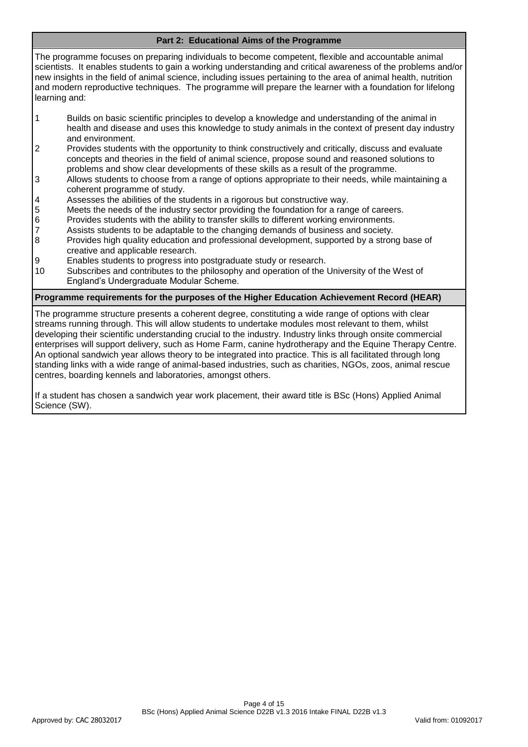## Part 2: Educational Aims of the Programme

The programme focuses on preparing individuals to become competent, flexible and accountable animal scientists. It enables students to gain a working understanding and critical awareness of the problems and/or new insights in the field of animal science, including issues pertaining to the area of animal health, nutrition and modern reproductive techniques. The programme will prepare the learner with a foundation for lifelong learning and:

1. Builds on basic scientific principles to develop a knowledge and understanding of the animal in health and disease and uses this knowledge to study animals in the context of present day industry and environment.
2. Provides students with the opportunity to think constructively and critically, discuss and evaluate concepts and theories in the field of animal science, propose sound and reasoned solutions to problems and show clear developments of these skills as a result of the programme.
3. Allows students to choose from a range of options appropriate to their needs, while maintaining a coherent programme of study.
4. Assesses the abilities of the students in a rigorous but constructive way.
5. Meets the needs of the industry sector providing the foundation for a range of careers.
6. Provides students with the ability to transfer skills to different working environments.
7. Assists students to be adaptable to the changing demands of business and society.
8. Provides high quality education and professional development, supported by a strong base of creative and applicable research.
9. Enables students to progress into postgraduate study or research.
10. Subscribes and contributes to the philosophy and operation of the University of the West of England's Undergraduate Modular Scheme.

## Programme requirements for the purposes of the Higher Education Achievement Record (HEAR)

The programme structure presents a coherent degree, constituting a wide range of options with clear streams running through. This will allow students to undertake modules most relevant to them, whilst developing their scientific understanding crucial to the industry. Industry links through onsite commercial enterprises will support delivery, such as Home Farm, canine hydrotherapy and the Equine Therapy Centre. An optional sandwich year allows theory to be integrated into practice. This is all facilitated through long standing links with a wide range of animal-based industries, such as charities, NGOs, zoos, animal rescue centres, boarding kennels and laboratories, amongst others.

If a student has chosen a sandwich year work placement, their award title is BSc (Hons) Applied Animal Science (SW).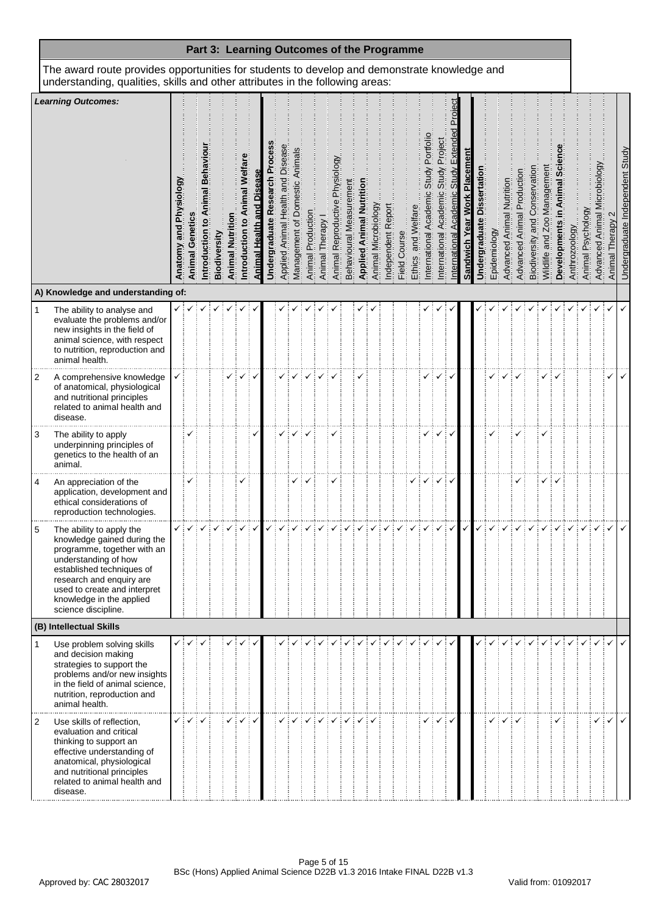## Part 3: Learning Outcomes of the Programme

The award route provides opportunities for students to develop and demonstrate knowledge and understanding, qualities, skills and other attributes in the following areas:

| | Learning Outcomes: | Anatomy and Physiology | Animal Genetics | Introduction to Animal Behaviour | Biodiversity | Animal Nutrition | Introduction to Animal Welfare | Animal Health and Disease | Undergraduate Research Process | Applied Animal Health and Disease | Management of Domestic Animals | Animal Production | Animal Therapy I | Animal Reproductive Physiology | Behavioural Measurement | Applied Animal Nutrition | Animal Microbiology | Independent Report | Field Course | Ethics and Welfare | International Academic Study Portfolio | International Academic Study Project | International Academic Study Extended Project | Sandwich Year Work Placement | Undergraduate Dissertation | Epidemiology | Advanced Animal Nutrition | Advanced Animal Production | Biodiversity and Conservation | Wildlife and Zoo Management | Developments in Animal Science | Anthrozoology | Animal Psychology | Advanced Animal Microbiology | Animal Therapy 2 | Undergraduate Independent Study |
|---|---|---|---|---|---|---|---|---|---|---|---|---|---|---|---|---|---|---|---|---|---|---|---|---|---|---|---|---|---|---|---|---|---|---|---|---|
| **A) Knowledge and understanding of:** | | | | | | | | | | | | | | | | | | | | | | | | | | | | | | | | | | | | |
| 1 | The ability to analyse and evaluate the problems and/or new insights in the field of animal science, with respect to nutrition, reproduction and animal health. | ✓ | ✓ | ✓ | ✓ | ✓ | ✓ | ✓ | | ✓ | ✓ | ✓ | ✓ | ✓ | | ✓ | ✓ | | | | ✓ | ✓ | ✓ | | ✓ | ✓ | ✓ | ✓ | ✓ | ✓ | ✓ | ✓ | ✓ | ✓ | ✓ | ✓ |
| 2 | A comprehensive knowledge of anatomical, physiological and nutritional principles related to animal health and disease. | ✓ | | | | ✓ | ✓ | ✓ | | ✓ | ✓ | ✓ | ✓ | ✓ | | ✓ | | | | | ✓ | ✓ | ✓ | | | ✓ | ✓ | ✓ | | ✓ | ✓ | | | | ✓ | ✓ |
| 3 | The ability to apply underpinning principles of genetics to the health of an animal. | | ✓ | | | | | ✓ | | ✓ | ✓ | ✓ | | ✓ | | | | | | | ✓ | ✓ | ✓ | | | ✓ | | ✓ | | ✓ | | | | | | |
| 4 | An appreciation of the application, development and ethical considerations of reproduction technologies. | | ✓ | | | | ✓ | | | | ✓ | ✓ | | ✓ | | | | | | ✓ | ✓ | ✓ | ✓ | | | | | ✓ | | ✓ | ✓ | | | | | |
| 5 | The ability to apply the knowledge gained during the programme, together with an understanding of how established techniques of research and enquiry are used to create and interpret knowledge in the applied science discipline. | ✓ | ✓ | ✓ | ✓ | ✓ | ✓ | ✓ | ✓ | ✓ | ✓ | ✓ | ✓ | ✓ | ✓ | ✓ | ✓ | ✓ | ✓ | ✓ | ✓ | ✓ | ✓ | ✓ | ✓ | ✓ | ✓ | ✓ | ✓ | ✓ | ✓ | ✓ | ✓ | ✓ | ✓ | ✓ |
| **(B) Intellectual Skills** | | | | | | | | | | | | | | | | | | | | | | | | | | | | | | | | | | | | |
| 1 | Use problem solving skills and decision making strategies to support the problems and/or new insights in the field of animal science, nutrition, reproduction and animal health. | ✓ | ✓ | ✓ | | ✓ | ✓ | ✓ | | ✓ | ✓ | ✓ | ✓ | ✓ | ✓ | ✓ | ✓ | ✓ | ✓ | ✓ | ✓ | ✓ | ✓ | | ✓ | ✓ | ✓ | ✓ | ✓ | ✓ | ✓ | ✓ | ✓ | ✓ | ✓ | ✓ |
| 2 | Use skills of reflection, evaluation and critical thinking to support an effective understanding of anatomical, physiological and nutritional principles related to animal health and disease. | ✓ | ✓ | ✓ | | ✓ | ✓ | ✓ | | ✓ | ✓ | ✓ | ✓ | ✓ | ✓ | ✓ | ✓ | | | | ✓ | ✓ | ✓ | | | ✓ | ✓ | ✓ | | | ✓ | | | ✓ | ✓ | ✓ |

Approved by: CAC 28032017

Valid from: 01092017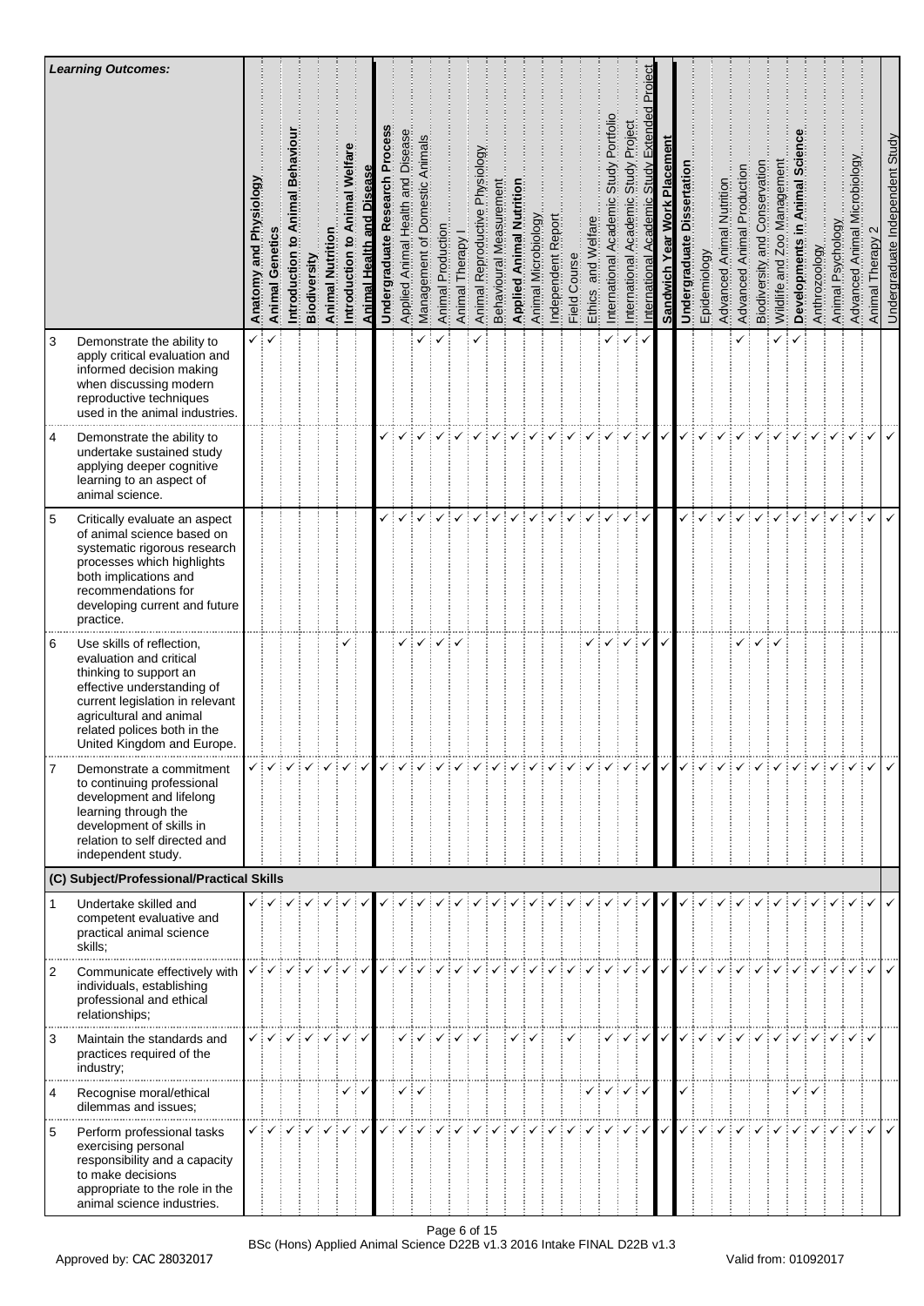| | Learning Outcomes: | Anatomy and Physiology | Animal Genetics | Introduction to Animal Behaviour | Biodiversity | Animal Nutrition | Introduction to Animal Welfare | Animal Health and Disease | Undergraduate Research Process | Applied Animal Health and Disease | Management of Domestic Animals | Animal Production | Animal Therapy I | Animal Reproductive Physiology | Behavioural Measurement | Applied Animal Nutrition | Animal Microbiology | Independent Report | Field Course | Ethics and Welfare | International Academic Study Portfolio | International Academic Study Project | International Academic Study Extended Project | Sandwich Year Work Placement | Undergraduate Dissertation | Epidemiology | Advanced Animal Nutrition | Advanced Animal Production | Biodiversity and Conservation | Wildlife and Zoo Management | Developments in Animal Science | Anthrozoology | Animal Psychology | Advanced Animal Microbiology | Animal Therapy 2 | Undergraduate Independent Study |
|---|---|---|---|---|---|---|---|---|---|---|---|---|---|---|---|---|---|---|---|---|---|---|---|---|---|---|---|---|---|---|---|---|---|---|---|---|
| 3 | Demonstrate the ability to apply critical evaluation and informed decision making when discussing modern reproductive techniques used in the animal industries. | ✓ | ✓ | | | | | | | | ✓ | ✓ | | ✓ | | | | | | | ✓ | ✓ | ✓ | | | | | ✓ | | ✓ | ✓ | | | | | |
| 4 | Demonstrate the ability to undertake sustained study applying deeper cognitive learning to an aspect of animal science. | | | | | | | | ✓ | ✓ | ✓ | ✓ | ✓ | ✓ | ✓ | ✓ | ✓ | ✓ | ✓ | ✓ | ✓ | ✓ | ✓ | ✓ | ✓ | ✓ | ✓ | ✓ | ✓ | ✓ | ✓ | ✓ | ✓ | ✓ | ✓ | ✓ |
| 5 | Critically evaluate an aspect of animal science based on systematic rigorous research processes which highlights both implications and recommendations for developing current and future practice. | | | | | | | | ✓ | ✓ | ✓ | ✓ | ✓ | ✓ | ✓ | ✓ | ✓ | ✓ | ✓ | ✓ | ✓ | ✓ | ✓ | | ✓ | ✓ | ✓ | ✓ | ✓ | ✓ | ✓ | ✓ | ✓ | ✓ | ✓ | ✓ |
| 6 | Use skills of reflection, evaluation and critical thinking to support an effective understanding of current legislation in relevant agricultural and animal related polices both in the United Kingdom and Europe. | | | | | | ✓ | | | ✓ | ✓ | ✓ | ✓ | | | | | | | ✓ | ✓ | ✓ | ✓ | ✓ | | | | ✓ | ✓ | ✓ | | | | | | |
| 7 | Demonstrate a commitment to continuing professional development and lifelong learning through the development of skills in relation to self directed and independent study. | ✓ | ✓ | ✓ | ✓ | ✓ | ✓ | ✓ | ✓ | ✓ | ✓ | ✓ | ✓ | ✓ | ✓ | ✓ | ✓ | ✓ | ✓ | ✓ | ✓ | ✓ | ✓ | ✓ | ✓ | ✓ | ✓ | ✓ | ✓ | ✓ | ✓ | ✓ | ✓ | ✓ | ✓ | ✓ |
| **(C) Subject/Professional/Practical Skills** | | | | | | | | | | | | | | | | | | | | | | | | | | | | | | | | | | | | |
| 1 | Undertake skilled and competent evaluative and practical animal science skills; | ✓ | ✓ | ✓ | ✓ | ✓ | ✓ | ✓ | ✓ | ✓ | ✓ | ✓ | ✓ | ✓ | ✓ | ✓ | ✓ | ✓ | ✓ | ✓ | ✓ | ✓ | ✓ | ✓ | ✓ | ✓ | ✓ | ✓ | ✓ | ✓ | ✓ | ✓ | ✓ | ✓ | ✓ | ✓ |
| 2 | Communicate effectively with individuals, establishing professional and ethical relationships; | ✓ | ✓ | ✓ | ✓ | ✓ | ✓ | ✓ | ✓ | ✓ | ✓ | ✓ | ✓ | ✓ | ✓ | ✓ | ✓ | ✓ | ✓ | ✓ | ✓ | ✓ | ✓ | ✓ | ✓ | ✓ | ✓ | ✓ | ✓ | ✓ | ✓ | ✓ | ✓ | ✓ | ✓ | ✓ |
| 3 | Maintain the standards and practices required of the industry; | ✓ | ✓ | ✓ | ✓ | ✓ | ✓ | ✓ | | ✓ | ✓ | ✓ | ✓ | ✓ | | ✓ | ✓ | | ✓ | | ✓ | ✓ | ✓ | ✓ | ✓ | ✓ | ✓ | ✓ | ✓ | ✓ | ✓ | ✓ | ✓ | ✓ | ✓ | |
| 4 | Recognise moral/ethical dilemmas and issues; | | | | | | ✓ | ✓ | | ✓ | ✓ | | | | | | | | | ✓ | ✓ | ✓ | ✓ | | ✓ | | | | | | ✓ | ✓ | | | | |
| 5 | Perform professional tasks exercising personal responsibility and a capacity to make decisions appropriate to the role in the animal science industries. | ✓ | ✓ | ✓ | ✓ | ✓ | ✓ | ✓ | ✓ | ✓ | ✓ | ✓ | ✓ | ✓ | ✓ | ✓ | ✓ | ✓ | ✓ | ✓ | ✓ | ✓ | ✓ | ✓ | ✓ | ✓ | ✓ | ✓ | ✓ | ✓ | ✓ | ✓ | ✓ | ✓ | ✓ | ✓ |

BSc (Hons) Applied Animal Science D22B v1.3 2016 Intake FINAL D22B v1.3

Approved by: CAC 28032017 Valid from: 01092017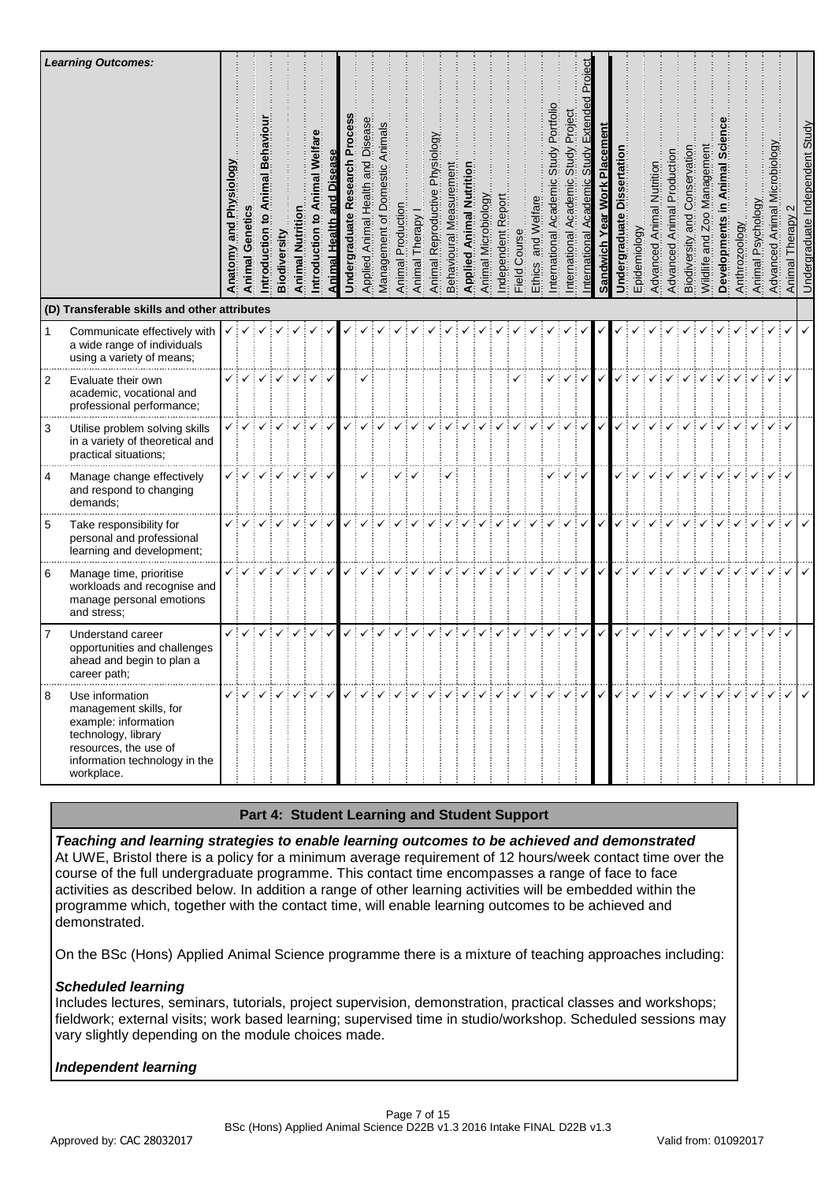| | Learning Outcomes: | Anatomy and Physiology | Animal Genetics | Introduction to Animal Behaviour | Biodiversity | Animal Nutrition | Introduction to Animal Welfare | Animal Health and Disease | Undergraduate Research Process | Applied Animal Health and Disease | Management of Domestic Animals | Animal Production | Animal Therapy I | Animal Reproductive Physiology | Behavioural Measurement | Applied Animal Nutrition | Animal Microbiology | Independent Report | Field Course | Ethics and Welfare | International Academic Study Portfolio | International Academic Study Project | International Academic Study Extended Project | Sandwich Year Work Placement | Undergraduate Dissertation | Epidemiology | Advanced Animal Nutrition | Advanced Animal Production | Biodiversity and Conservation | Wildlife and Zoo Management | Developments in Animal Science | Anthrozoology | Animal Psychology | Advanced Animal Microbiology | Animal Therapy 2 | Undergraduate Independent Study |
|---|---|---|---|---|---|---|---|---|---|---|---|---|---|---|---|---|---|---|---|---|---|---|---|---|---|---|---|---|---|---|---|---|---|---|---|---|
| | **(D) Transferable skills and other attributes** | | | | | | | | | | | | | | | | | | | | | | | | | | | | | | | | | | | |
| 1 | Communicate effectively with a wide range of individuals using a variety of means; | ✓ | ✓ | ✓ | ✓ | ✓ | ✓ | ✓ | ✓ | ✓ | ✓ | ✓ | ✓ | ✓ | ✓ | ✓ | ✓ | ✓ | ✓ | ✓ | ✓ | ✓ | ✓ | ✓ | ✓ | ✓ | ✓ | ✓ | ✓ | ✓ | ✓ | ✓ | ✓ | ✓ | ✓ | ✓ |
| 2 | Evaluate their own academic, vocational and professional performance; | ✓ | ✓ | ✓ | ✓ | ✓ | ✓ | ✓ | | ✓ | | | | | | | | | ✓ | | ✓ | ✓ | ✓ | ✓ | ✓ | ✓ | ✓ | ✓ | ✓ | ✓ | ✓ | ✓ | ✓ | ✓ | ✓ | |
| 3 | Utilise problem solving skills in a variety of theoretical and practical situations; | ✓ | ✓ | ✓ | ✓ | ✓ | ✓ | ✓ | ✓ | ✓ | ✓ | ✓ | ✓ | ✓ | ✓ | ✓ | ✓ | ✓ | ✓ | ✓ | ✓ | ✓ | ✓ | ✓ | ✓ | ✓ | ✓ | ✓ | ✓ | ✓ | ✓ | ✓ | ✓ | ✓ | ✓ | |
| 4 | Manage change effectively and respond to changing demands; | ✓ | ✓ | ✓ | ✓ | ✓ | ✓ | ✓ | | ✓ | | ✓ | ✓ | | ✓ | | | | | | ✓ | ✓ | ✓ | | ✓ | ✓ | ✓ | ✓ | ✓ | ✓ | ✓ | ✓ | ✓ | ✓ | ✓ | |
| 5 | Take responsibility for personal and professional learning and development; | ✓ | ✓ | ✓ | ✓ | ✓ | ✓ | ✓ | ✓ | ✓ | ✓ | ✓ | ✓ | ✓ | ✓ | ✓ | ✓ | ✓ | ✓ | ✓ | ✓ | ✓ | ✓ | ✓ | ✓ | ✓ | ✓ | ✓ | ✓ | ✓ | ✓ | ✓ | ✓ | ✓ | ✓ | ✓ |
| 6 | Manage time, prioritise workloads and recognise and manage personal emotions and stress; | ✓ | ✓ | ✓ | ✓ | ✓ | ✓ | ✓ | ✓ | ✓ | ✓ | ✓ | ✓ | ✓ | ✓ | ✓ | ✓ | ✓ | ✓ | ✓ | ✓ | ✓ | ✓ | ✓ | ✓ | ✓ | ✓ | ✓ | ✓ | ✓ | ✓ | ✓ | ✓ | ✓ | ✓ | ✓ |
| 7 | Understand career opportunities and challenges ahead and begin to plan a career path; | ✓ | ✓ | ✓ | ✓ | ✓ | ✓ | ✓ | ✓ | ✓ | ✓ | ✓ | ✓ | ✓ | ✓ | ✓ | ✓ | ✓ | ✓ | ✓ | ✓ | ✓ | ✓ | ✓ | ✓ | ✓ | ✓ | ✓ | ✓ | ✓ | ✓ | ✓ | ✓ | ✓ | ✓ | |
| 8 | Use information management skills, for example: information technology, library resources, the use of information technology in the workplace. | ✓ | ✓ | ✓ | ✓ | ✓ | ✓ | ✓ | ✓ | ✓ | ✓ | ✓ | ✓ | ✓ | ✓ | ✓ | ✓ | ✓ | ✓ | ✓ | ✓ | ✓ | ✓ | ✓ | ✓ | ✓ | ✓ | ✓ | ✓ | ✓ | ✓ | ✓ | ✓ | ✓ | ✓ | ✓ |

## Part 4: Student Learning and Student Support

***Teaching and learning strategies to enable learning outcomes to be achieved and demonstrated***

At UWE, Bristol there is a policy for a minimum average requirement of 12 hours/week contact time over the course of the full undergraduate programme. This contact time encompasses a range of face to face activities as described below. In addition a range of other learning activities will be embedded within the programme which, together with the contact time, will enable learning outcomes to be achieved and demonstrated.

On the BSc (Hons) Applied Animal Science programme there is a mixture of teaching approaches including:

***Scheduled learning***

Includes lectures, seminars, tutorials, project supervision, demonstration, practical classes and workshops; fieldwork; external visits; work based learning; supervised time in studio/workshop. Scheduled sessions may vary slightly depending on the module choices made.

***Independent learning***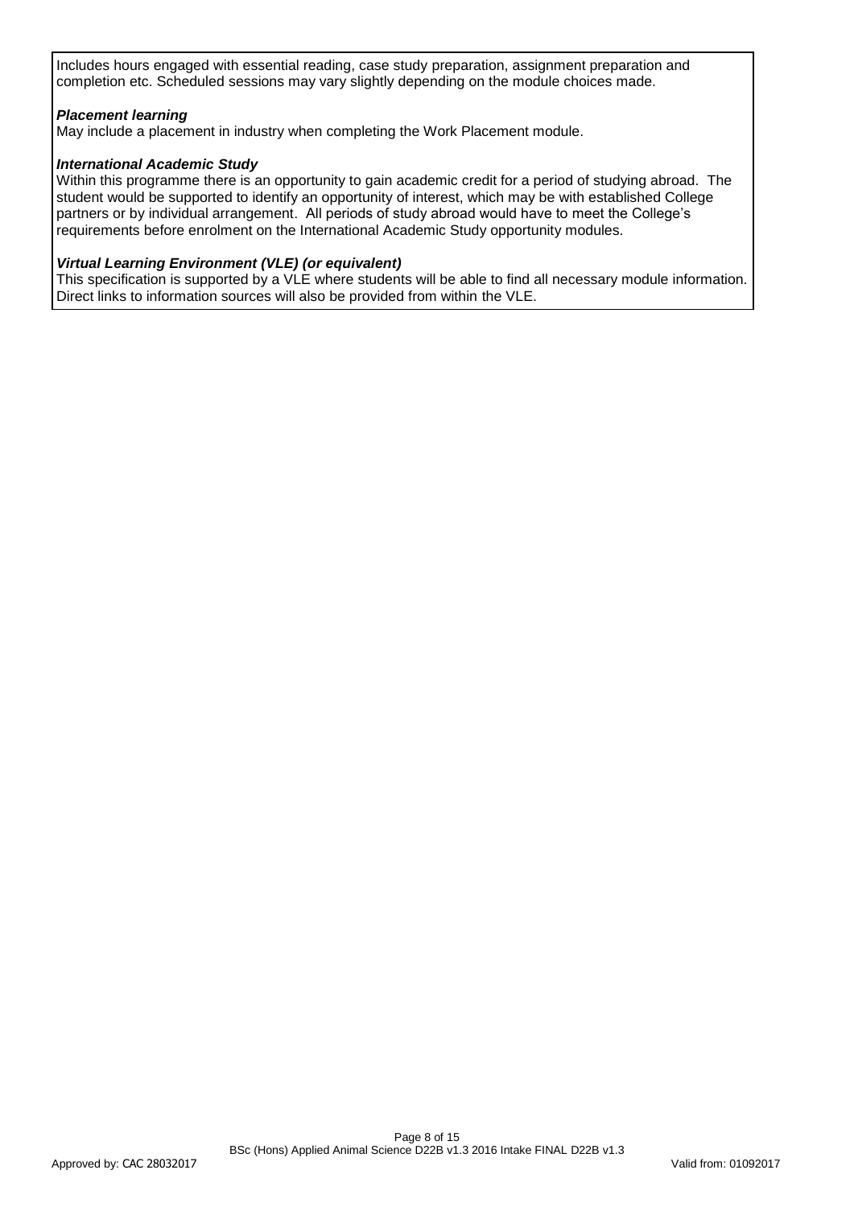Includes hours engaged with essential reading, case study preparation, assignment preparation and completion etc. Scheduled sessions may vary slightly depending on the module choices made.

***Placement learning***

May include a placement in industry when completing the Work Placement module.

***International Academic Study***

Within this programme there is an opportunity to gain academic credit for a period of studying abroad. The student would be supported to identify an opportunity of interest, which may be with established College partners or by individual arrangement. All periods of study abroad would have to meet the College's requirements before enrolment on the International Academic Study opportunity modules.

***Virtual Learning Environment (VLE) (or equivalent)***

This specification is supported by a VLE where students will be able to find all necessary module information. Direct links to information sources will also be provided from within the VLE.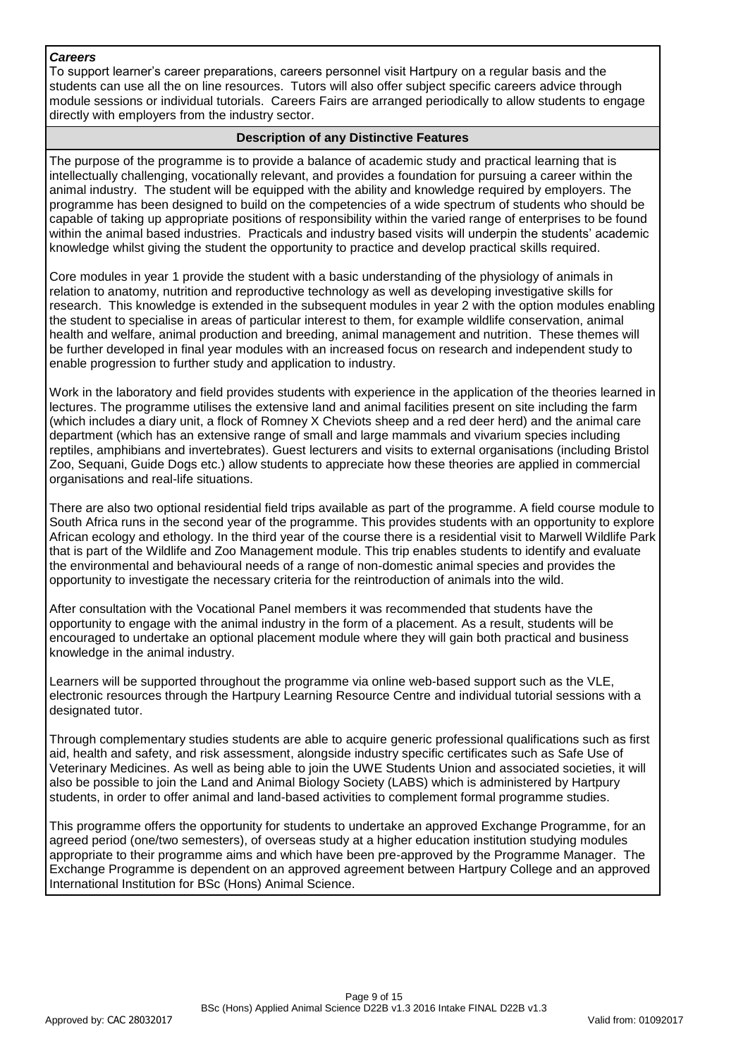***Careers***

To support learner's career preparations, careers personnel visit Hartpury on a regular basis and the students can use all the on line resources. Tutors will also offer subject specific careers advice through module sessions or individual tutorials. Careers Fairs are arranged periodically to allow students to engage directly with employers from the industry sector.

**Description of any Distinctive Features**

The purpose of the programme is to provide a balance of academic study and practical learning that is intellectually challenging, vocationally relevant, and provides a foundation for pursuing a career within the animal industry. The student will be equipped with the ability and knowledge required by employers. The programme has been designed to build on the competencies of a wide spectrum of students who should be capable of taking up appropriate positions of responsibility within the varied range of enterprises to be found within the animal based industries. Practicals and industry based visits will underpin the students' academic knowledge whilst giving the student the opportunity to practice and develop practical skills required.

Core modules in year 1 provide the student with a basic understanding of the physiology of animals in relation to anatomy, nutrition and reproductive technology as well as developing investigative skills for research. This knowledge is extended in the subsequent modules in year 2 with the option modules enabling the student to specialise in areas of particular interest to them, for example wildlife conservation, animal health and welfare, animal production and breeding, animal management and nutrition. These themes will be further developed in final year modules with an increased focus on research and independent study to enable progression to further study and application to industry.

Work in the laboratory and field provides students with experience in the application of the theories learned in lectures. The programme utilises the extensive land and animal facilities present on site including the farm (which includes a diary unit, a flock of Romney X Cheviots sheep and a red deer herd) and the animal care department (which has an extensive range of small and large mammals and vivarium species including reptiles, amphibians and invertebrates). Guest lecturers and visits to external organisations (including Bristol Zoo, Sequani, Guide Dogs etc.) allow students to appreciate how these theories are applied in commercial organisations and real-life situations.

There are also two optional residential field trips available as part of the programme. A field course module to South Africa runs in the second year of the programme. This provides students with an opportunity to explore African ecology and ethology. In the third year of the course there is a residential visit to Marwell Wildlife Park that is part of the Wildlife and Zoo Management module. This trip enables students to identify and evaluate the environmental and behavioural needs of a range of non-domestic animal species and provides the opportunity to investigate the necessary criteria for the reintroduction of animals into the wild.

After consultation with the Vocational Panel members it was recommended that students have the opportunity to engage with the animal industry in the form of a placement. As a result, students will be encouraged to undertake an optional placement module where they will gain both practical and business knowledge in the animal industry.

Learners will be supported throughout the programme via online web-based support such as the VLE, electronic resources through the Hartpury Learning Resource Centre and individual tutorial sessions with a designated tutor.

Through complementary studies students are able to acquire generic professional qualifications such as first aid, health and safety, and risk assessment, alongside industry specific certificates such as Safe Use of Veterinary Medicines. As well as being able to join the UWE Students Union and associated societies, it will also be possible to join the Land and Animal Biology Society (LABS) which is administered by Hartpury students, in order to offer animal and land-based activities to complement formal programme studies.

This programme offers the opportunity for students to undertake an approved Exchange Programme, for an agreed period (one/two semesters), of overseas study at a higher education institution studying modules appropriate to their programme aims and which have been pre-approved by the Programme Manager. The Exchange Programme is dependent on an approved agreement between Hartpury College and an approved International Institution for BSc (Hons) Animal Science.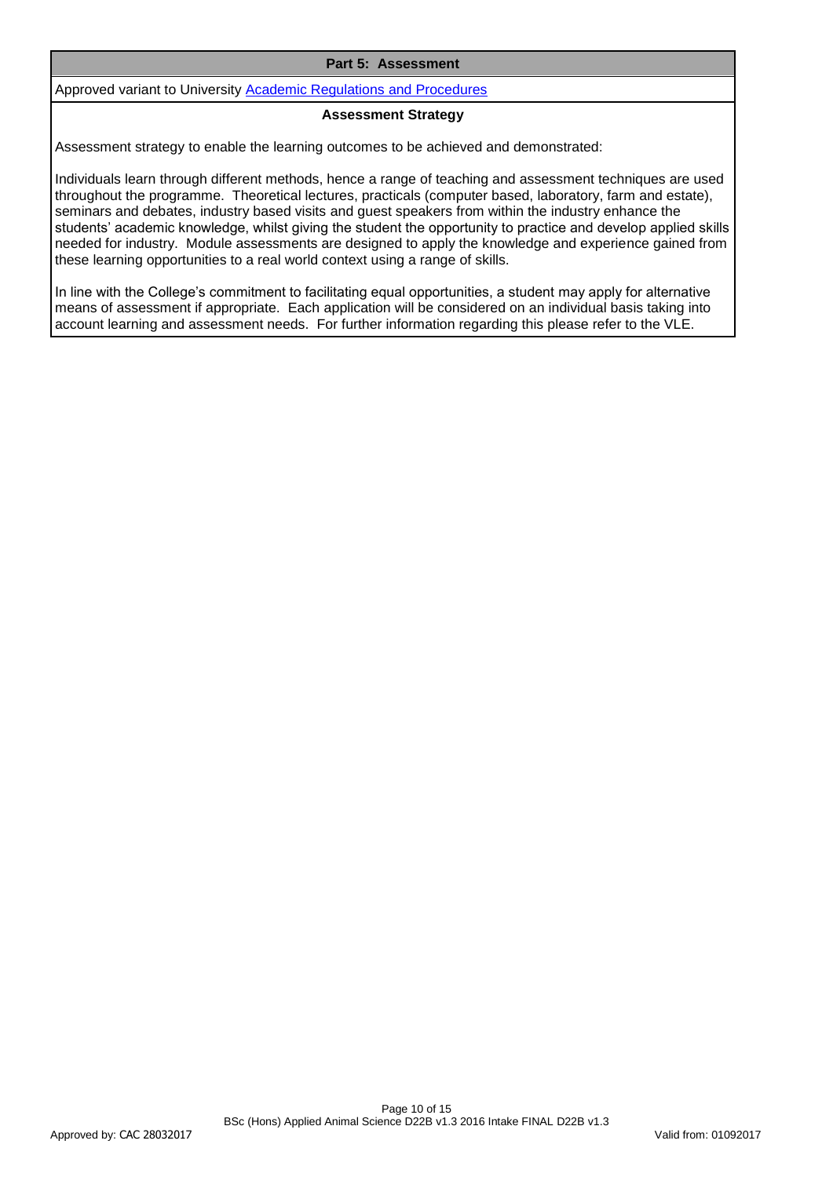## Part 5: Assessment

Approved variant to University [Academic Regulations and Procedures]

### Assessment Strategy

Assessment strategy to enable the learning outcomes to be achieved and demonstrated:

Individuals learn through different methods, hence a range of teaching and assessment techniques are used throughout the programme. Theoretical lectures, practicals (computer based, laboratory, farm and estate), seminars and debates, industry based visits and guest speakers from within the industry enhance the students' academic knowledge, whilst giving the student the opportunity to practice and develop applied skills needed for industry. Module assessments are designed to apply the knowledge and experience gained from these learning opportunities to a real world context using a range of skills.

In line with the College's commitment to facilitating equal opportunities, a student may apply for alternative means of assessment if appropriate. Each application will be considered on an individual basis taking into account learning and assessment needs. For further information regarding this please refer to the VLE.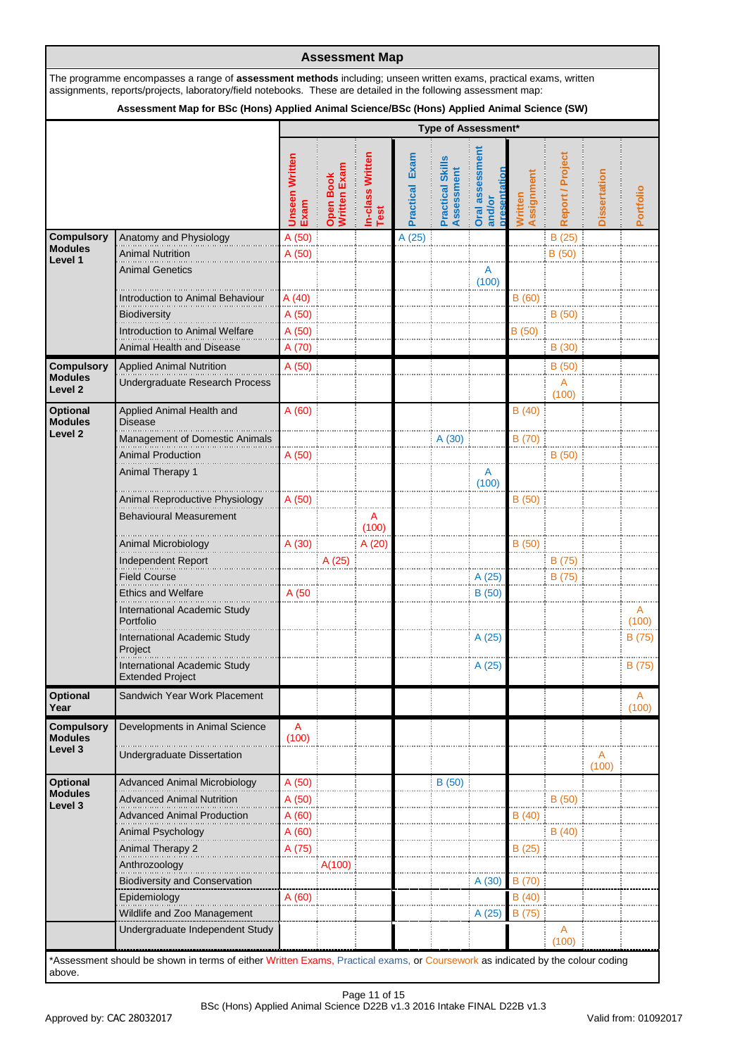## Assessment Map

The programme encompasses a range of **assessment methods** including; unseen written exams, practical exams, written assignments, reports/projects, laboratory/field notebooks. These are detailed in the following assessment map:

**Assessment Map for BSc (Hons) Applied Animal Science/BSc (Hons) Applied Animal Science (SW)**

| | | Type of Assessment* | | | | | | | | | |
|---|---|---|---|---|---|---|---|---|---|---|---|
| | | Unseen Written Exam | Open Book Written Exam | In-class Written Test | Practical Exam | Practical Skills Assessment | Oral assessment and/or presentation | Written Assignment | Report / Project | Dissertation | Portfolio |
| Compulsory Modules Level 1 | Anatomy and Physiology | A (50) | | | A (25) | | | | B (25) | | |
| | Animal Nutrition | A (50) | | | | | | | B (50) | | |
| | Animal Genetics | | | | | | A (100) | | | | |
| | Introduction to Animal Behaviour | A (40) | | | | | | B (60) | | | |
| | Biodiversity | A (50) | | | | | | | B (50) | | |
| | Introduction to Animal Welfare | A (50) | | | | | | B (50) | | | |
| | Animal Health and Disease | A (70) | | | | | | | B (30) | | |
| Compulsory Modules Level 2 | Applied Animal Nutrition | A (50) | | | | | | | B (50) | | |
| | Undergraduate Research Process | | | | | | | | A (100) | | |
| Optional Modules Level 2 | Applied Animal Health and Disease | A (60) | | | | | | B (40) | | | |
| | Management of Domestic Animals | | | | | A (30) | | B (70) | | | |
| | Animal Production | A (50) | | | | | | | B (50) | | |
| | Animal Therapy 1 | | | | | | A (100) | | | | |
| | Animal Reproductive Physiology | A (50) | | | | | | B (50) | | | |
| | Behavioural Measurement | | | A (100) | | | | | | | |
| | Animal Microbiology | A (30) | | A (20) | | | | B (50) | | | |
| | Independent Report | | A (25) | | | | | | B (75) | | |
| | Field Course | | | | | | A (25) | | B (75) | | |
| | Ethics and Welfare | A (50 | | | | | B (50) | | | | |
| | International Academic Study Portfolio | | | | | | | | | | A (100) |
| | International Academic Study Project | | | | | | A (25) | | | | B (75) |
| | International Academic Study Extended Project | | | | | | A (25) | | | | B (75) |
| Optional Year | Sandwich Year Work Placement | | | | | | | | | | A (100) |
| Compulsory Modules Level 3 | Developments in Animal Science | A (100) | | | | | | | | | |
| | Undergraduate Dissertation | | | | | | | | | A (100) | |
| Optional Modules Level 3 | Advanced Animal Microbiology | A (50) | | | | B (50) | | | | | |
| | Advanced Animal Nutrition | A (50) | | | | | | | B (50) | | |
| | Advanced Animal Production | A (60) | | | | | | B (40) | | | |
| | Animal Psychology | A (60) | | | | | | | B (40) | | |
| | Animal Therapy 2 | A (75) | | | | | | B (25) | | | |
| | Anthrozoology | | A(100) | | | | | | | | |
| | Biodiversity and Conservation | | | | | | A (30) | B (70) | | | |
| | Epidemiology | A (60) | | | | | | B (40) | | | |
| | Wildlife and Zoo Management | | | | | | A (25) | B (75) | | | |
| | Undergraduate Independent Study | | | | | | | | A (100) | | |

*Assessment should be shown in terms of either Written Exams, Practical exams, or Coursework as indicated by the colour coding above.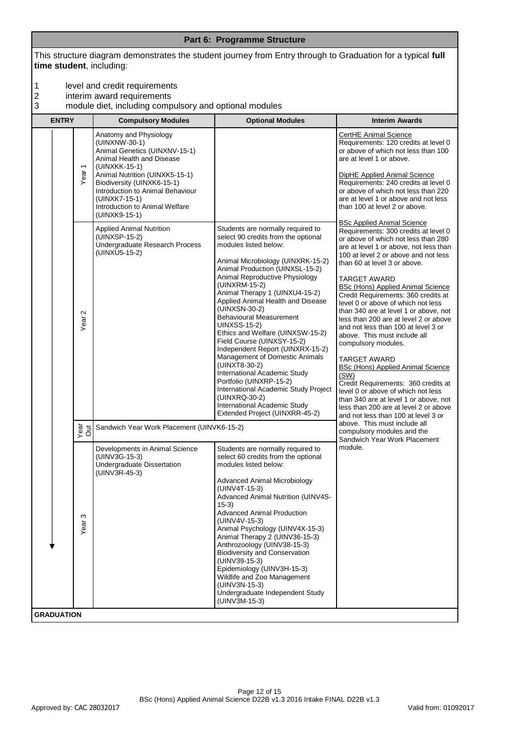## Part 6: Programme Structure

This structure diagram demonstrates the student journey from Entry through to Graduation for a typical **full time student**, including:

1. level and credit requirements
2. interim award requirements
3. module diet, including compulsory and optional modules

| ENTRY | Compulsory Modules | Optional Modules | Interim Awards |
|---|---|---|---|
| Year 1 | Anatomy and Physiology (UINXNW-30-1)<br>Animal Genetics (UINXNV-15-1)<br>Animal Health and Disease (UINXKK-15-1)<br>Animal Nutrition (UINXK5-15-1)<br>Biodiversity (UINXK6-15-1)<br>Introduction to Animal Behaviour (UINXK7-15-1)<br>Introduction to Animal Welfare (UINXK9-15-1) | | CertHE Animal Science<br>Requirements: 120 credits at level 0 or above of which not less than 100 are at level 1 or above.<br><br>DipHE Applied Animal Science<br>Requirements: 240 credits at level 0 or above of which not less than 220 are at level 1 or above and not less than 100 at level 2 or above.<br><br>BSc Applied Animal Science<br>Requirements: 300 credits at level 0 or above of which not less than 280 are at level 1 or above, not less than 100 at level 2 or above and not less than 60 at level 3 or above.<br><br>TARGET AWARD<br>BSc (Hons) Applied Animal Science<br>Credit Requirements: 360 credits at level 0 or above of which not less than 340 are at level 1 or above, not less than 200 are at level 2 or above and not less than 100 at level 3 or above. This must include all compulsory modules.<br><br>TARGET AWARD<br>BSc (Hons) Applied Animal Science (SW)<br>Credit Requirements: 360 credits at level 0 or above of which not less than 340 are at level 1 or above, not less than 200 are at level 2 or above and not less than 100 at level 3 or above. This must include all compulsory modules and the Sandwich Year Work Placement module. |
| Year 2 | Applied Animal Nutrition (UINXSP-15-2)<br>Undergraduate Research Process (UINXU5-15-2) | Students are normally required to select 90 credits from the optional modules listed below:<br><br>Animal Microbiology (UINXRK-15-2)<br>Animal Production (UINXSL-15-2)<br>Animal Reproductive Physiology (UINXRM-15-2)<br>Animal Therapy 1 (UINXU4-15-2)<br>Applied Animal Health and Disease (UINXSN-30-2)<br>Behavioural Measurement UINXSS-15-2)<br>Ethics and Welfare (UINXSW-15-2)<br>Field Course (UINXSY-15-2)<br>Independent Report (UINXRX-15-2)<br>Management of Domestic Animals (UINXT8-30-2)<br>International Academic Study Portfolio (UINXRP-15-2)<br>International Academic Study Project (UINXRQ-30-2)<br>International Academic Study Extended Project (UINXRR-45-2) | |
| Year Out | Sandwich Year Work Placement (UINVK6-15-2) | | |
| Year 3 | Developments in Animal Science (UINV3G-15-3)<br>Undergraduate Dissertation (UINV3R-45-3) | Students are normally required to select 60 credits from the optional modules listed below:<br><br>Advanced Animal Microbiology (UINV4T-15-3)<br>Advanced Animal Nutrition (UINV4S-15-3)<br>Advanced Animal Production (UINV4V-15-3)<br>Animal Psychology (UINV4X-15-3)<br>Animal Therapy 2 (UINV36-15-3)<br>Anthrozoology (UINV38-15-3)<br>Biodiversity and Conservation (UINV39-15-3)<br>Epidemiology (UINV3H-15-3)<br>Wildlife and Zoo Management (UINV3N-15-3)<br>Undergraduate Independent Study (UINV3M-15-3) | |
| GRADUATION | | | |

BSc (Hons) Applied Animal Science D22B v1.3 2016 Intake FINAL D22B v1.3

Approved by: CAC 28032017

Valid from: 01092017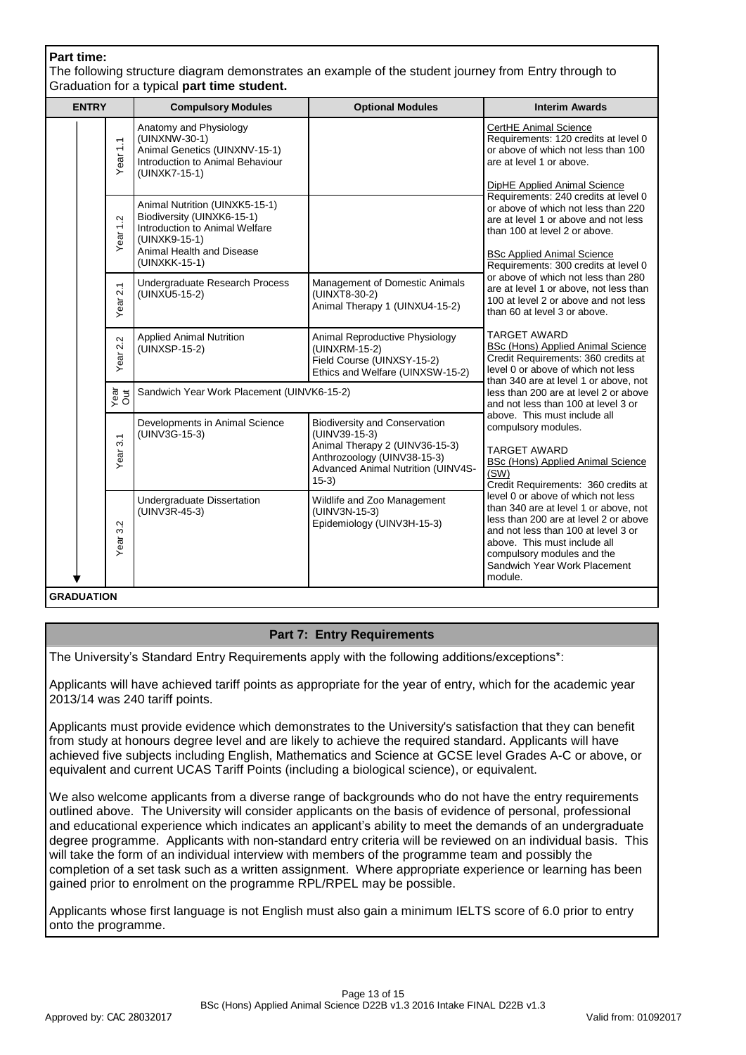**Part time:**

The following structure diagram demonstrates an example of the student journey from Entry through to Graduation for a typical **part time student.**

| ENTRY | | Compulsory Modules | Optional Modules | Interim Awards |
|---|---|---|---|---|
| | Year 1.1 | Anatomy and Physiology (UINXNW-30-1)<br>Animal Genetics (UINXNV-15-1)<br>Introduction to Animal Behaviour (UINXK7-15-1) | | CertHE Animal Science<br>Requirements: 120 credits at level 0 or above of which not less than 100 are at level 1 or above.<br><br>DipHE Applied Animal Science<br>Requirements: 240 credits at level 0 or above of which not less than 220 are at level 1 or above and not less than 100 at level 2 or above.<br><br>BSc Applied Animal Science<br>Requirements: 300 credits at level 0 or above of which not less than 280 are at level 1 or above, not less than 100 at level 2 or above and not less than 60 at level 3 or above.<br><br>TARGET AWARD<br>BSc (Hons) Applied Animal Science<br>Credit Requirements: 360 credits at level 0 or above of which not less than 340 are at level 1 or above, not less than 200 are at level 2 or above and not less than 100 at level 3 or above. This must include all compulsory modules.<br><br>TARGET AWARD<br>BSc (Hons) Applied Animal Science (SW)<br>Credit Requirements: 360 credits at level 0 or above of which not less than 340 are at level 1 or above, not less than 200 are at level 2 or above and not less than 100 at level 3 or above. This must include all compulsory modules and the Sandwich Year Work Placement module. |
| | Year 1.2 | Animal Nutrition (UINXK5-15-1)<br>Biodiversity (UINXK6-15-1)<br>Introduction to Animal Welfare (UINXK9-15-1)<br>Animal Health and Disease (UINXKK-15-1) | | |
| | Year 2.1 | Undergraduate Research Process (UINXU5-15-2) | Management of Domestic Animals (UINXT8-30-2)<br>Animal Therapy 1 (UINXU4-15-2) | |
| | Year 2.2 | Applied Animal Nutrition (UINXSP-15-2) | Animal Reproductive Physiology (UINXRM-15-2)<br>Field Course (UINXSY-15-2)<br>Ethics and Welfare (UINXSW-15-2) | |
| | Year Out | Sandwich Year Work Placement (UINVK6-15-2) | | |
| | Year 3.1 | Developments in Animal Science (UINV3G-15-3) | Biodiversity and Conservation (UINV39-15-3)<br>Animal Therapy 2 (UINV36-15-3)<br>Anthrozoology (UINV38-15-3)<br>Advanced Animal Nutrition (UINV4S-15-3) | |
| | Year 3.2 | Undergraduate Dissertation (UINV3R-45-3) | Wildlife and Zoo Management (UINV3N-15-3)<br>Epidemiology (UINV3H-15-3) | |

**GRADUATION**

## Part 7: Entry Requirements

The University's Standard Entry Requirements apply with the following additions/exceptions*:

Applicants will have achieved tariff points as appropriate for the year of entry, which for the academic year 2013/14 was 240 tariff points.

Applicants must provide evidence which demonstrates to the University's satisfaction that they can benefit from study at honours degree level and are likely to achieve the required standard. Applicants will have achieved five subjects including English, Mathematics and Science at GCSE level Grades A-C or above, or equivalent and current UCAS Tariff Points (including a biological science), or equivalent.

We also welcome applicants from a diverse range of backgrounds who do not have the entry requirements outlined above. The University will consider applicants on the basis of evidence of personal, professional and educational experience which indicates an applicant's ability to meet the demands of an undergraduate degree programme. Applicants with non-standard entry criteria will be reviewed on an individual basis. This will take the form of an individual interview with members of the programme team and possibly the completion of a set task such as a written assignment. Where appropriate experience or learning has been gained prior to enrolment on the programme RPL/RPEL may be possible.

Applicants whose first language is not English must also gain a minimum IELTS score of 6.0 prior to entry onto the programme.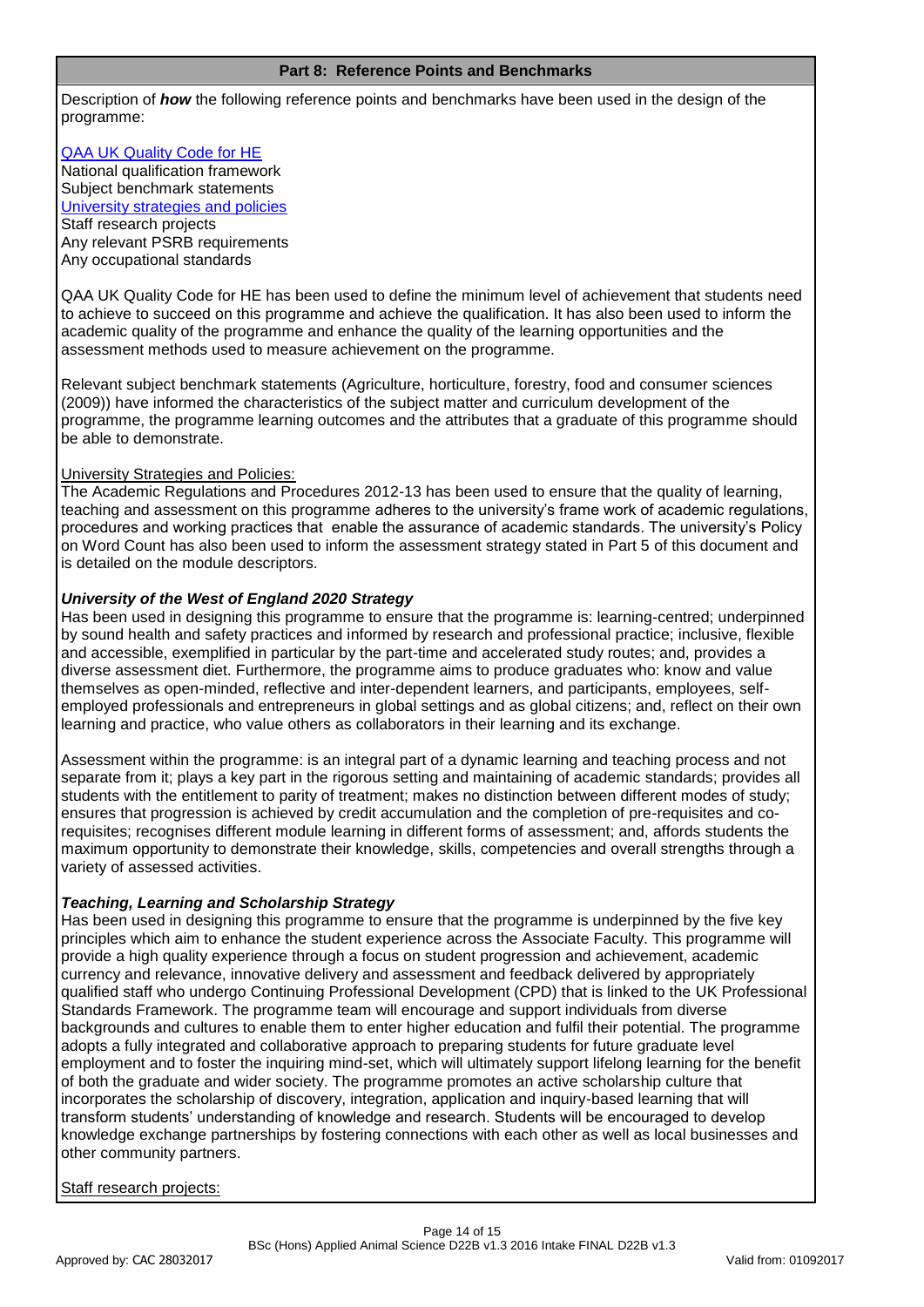## Part 8: Reference Points and Benchmarks

Description of ***how*** the following reference points and benchmarks have been used in the design of the programme:

QAA UK Quality Code for HE
National qualification framework
Subject benchmark statements
University strategies and policies
Staff research projects
Any relevant PSRB requirements
Any occupational standards

QAA UK Quality Code for HE has been used to define the minimum level of achievement that students need to achieve to succeed on this programme and achieve the qualification. It has also been used to inform the academic quality of the programme and enhance the quality of the learning opportunities and the assessment methods used to measure achievement on the programme.

Relevant subject benchmark statements (Agriculture, horticulture, forestry, food and consumer sciences (2009)) have informed the characteristics of the subject matter and curriculum development of the programme, the programme learning outcomes and the attributes that a graduate of this programme should be able to demonstrate.

University Strategies and Policies:
The Academic Regulations and Procedures 2012-13 has been used to ensure that the quality of learning, teaching and assessment on this programme adheres to the university's frame work of academic regulations, procedures and working practices that enable the assurance of academic standards. The university's Policy on Word Count has also been used to inform the assessment strategy stated in Part 5 of this document and is detailed on the module descriptors.

***University of the West of England 2020 Strategy***
Has been used in designing this programme to ensure that the programme is: learning-centred; underpinned by sound health and safety practices and informed by research and professional practice; inclusive, flexible and accessible, exemplified in particular by the part-time and accelerated study routes; and, provides a diverse assessment diet. Furthermore, the programme aims to produce graduates who: know and value themselves as open-minded, reflective and inter-dependent learners, and participants, employees, self-employed professionals and entrepreneurs in global settings and as global citizens; and, reflect on their own learning and practice, who value others as collaborators in their learning and its exchange.

Assessment within the programme: is an integral part of a dynamic learning and teaching process and not separate from it; plays a key part in the rigorous setting and maintaining of academic standards; provides all students with the entitlement to parity of treatment; makes no distinction between different modes of study; ensures that progression is achieved by credit accumulation and the completion of pre-requisites and co-requisites; recognises different module learning in different forms of assessment; and, affords students the maximum opportunity to demonstrate their knowledge, skills, competencies and overall strengths through a variety of assessed activities.

***Teaching, Learning and Scholarship Strategy***
Has been used in designing this programme to ensure that the programme is underpinned by the five key principles which aim to enhance the student experience across the Associate Faculty. This programme will provide a high quality experience through a focus on student progression and achievement, academic currency and relevance, innovative delivery and assessment and feedback delivered by appropriately qualified staff who undergo Continuing Professional Development (CPD) that is linked to the UK Professional Standards Framework. The programme team will encourage and support individuals from diverse backgrounds and cultures to enable them to enter higher education and fulfil their potential. The programme adopts a fully integrated and collaborative approach to preparing students for future graduate level employment and to foster the inquiring mind-set, which will ultimately support lifelong learning for the benefit of both the graduate and wider society. The programme promotes an active scholarship culture that incorporates the scholarship of discovery, integration, application and inquiry-based learning that will transform students' understanding of knowledge and research. Students will be encouraged to develop knowledge exchange partnerships by fostering connections with each other as well as local businesses and other community partners.

Staff research projects: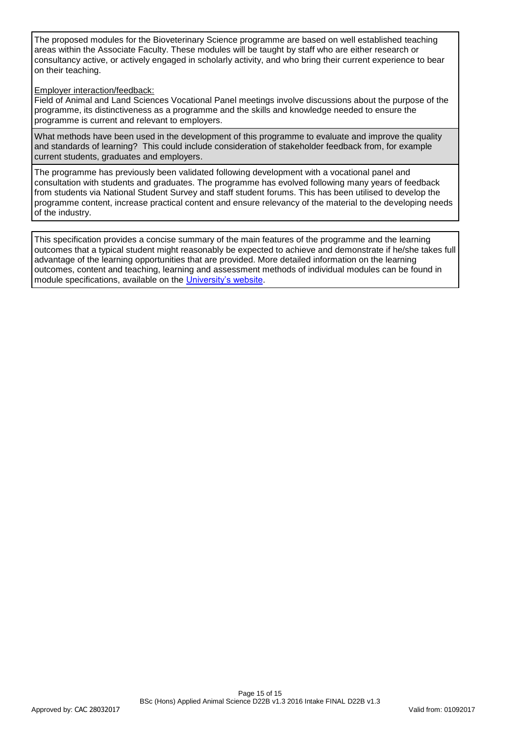The proposed modules for the Bioveterinary Science programme are based on well established teaching areas within the Associate Faculty. These modules will be taught by staff who are either research or consultancy active, or actively engaged in scholarly activity, and who bring their current experience to bear on their teaching.

Employer interaction/feedback:

Field of Animal and Land Sciences Vocational Panel meetings involve discussions about the purpose of the programme, its distinctiveness as a programme and the skills and knowledge needed to ensure the programme is current and relevant to employers.

What methods have been used in the development of this programme to evaluate and improve the quality and standards of learning? This could include consideration of stakeholder feedback from, for example current students, graduates and employers.

The programme has previously been validated following development with a vocational panel and consultation with students and graduates. The programme has evolved following many years of feedback from students via National Student Survey and staff student forums. This has been utilised to develop the programme content, increase practical content and ensure relevancy of the material to the developing needs of the industry.

This specification provides a concise summary of the main features of the programme and the learning outcomes that a typical student might reasonably be expected to achieve and demonstrate if he/she takes full advantage of the learning opportunities that are provided. More detailed information on the learning outcomes, content and teaching, learning and assessment methods of individual modules can be found in module specifications, available on the [University's website](#).